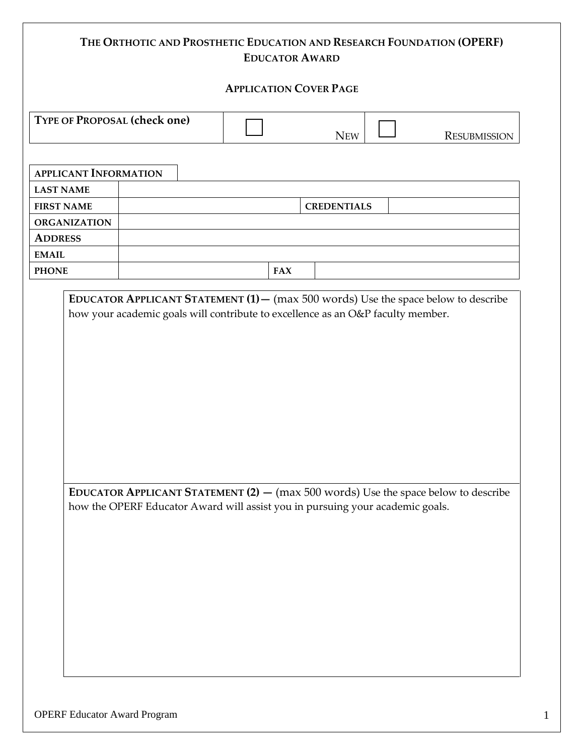# THE ORTHOTIC AND PROSTHETIC EDUCATION AND RESEARCH FOUNDATION (OPERF)
## EDUCATOR AWARD

### APPLICATION COVER PAGE

| TYPE OF PROPOSAL (check one) | ☐ NEW | ☐ RESUBMISSION |
|---|---|---|

| APPLICANT INFORMATION | | | |
|---|---|---|---|
| LAST NAME | | | |
| FIRST NAME | | CREDENTIALS | |
| ORGANIZATION | | | |
| ADDRESS | | | |
| EMAIL | | | |
| PHONE | | FAX | |

**EDUCATOR APPLICANT STATEMENT (1)—** (max 500 words) Use the space below to describe how your academic goals will contribute to excellence as an O&P faculty member.

**EDUCATOR APPLICANT STATEMENT (2) —** (max 500 words) Use the space below to describe how the OPERF Educator Award will assist you in pursuing your academic goals.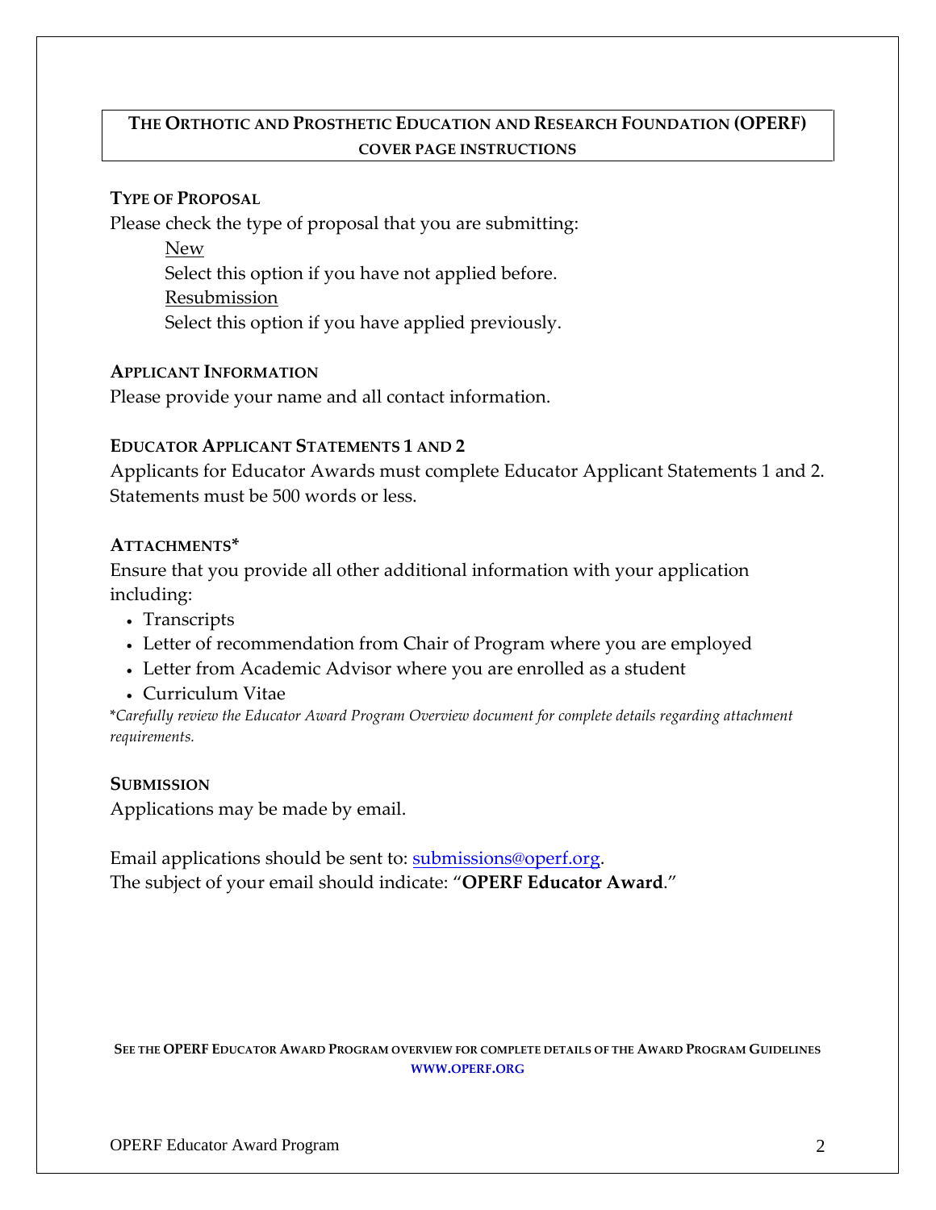## The Orthotic and Prosthetic Education and Research Foundation (OPERF)
### Cover Page Instructions

### Type of Proposal

Please check the type of proposal that you are submitting:

New
Select this option if you have not applied before.

Resubmission
Select this option if you have applied previously.

### Applicant Information

Please provide your name and all contact information.

### Educator Applicant Statements 1 and 2

Applicants for Educator Awards must complete Educator Applicant Statements 1 and 2. Statements must be 500 words or less.

### Attachments*

Ensure that you provide all other additional information with your application including:

- Transcripts
- Letter of recommendation from Chair of Program where you are employed
- Letter from Academic Advisor where you are enrolled as a student
- Curriculum Vitae

**Carefully review the Educator Award Program Overview document for complete details regarding attachment requirements.*

### Submission

Applications may be made by email.

Email applications should be sent to: submissions@operf.org.
The subject of your email should indicate: "**OPERF Educator Award**."

**See the OPERF Educator Award Program overview for complete details of the Award Program Guidelines**
**www.operf.org**